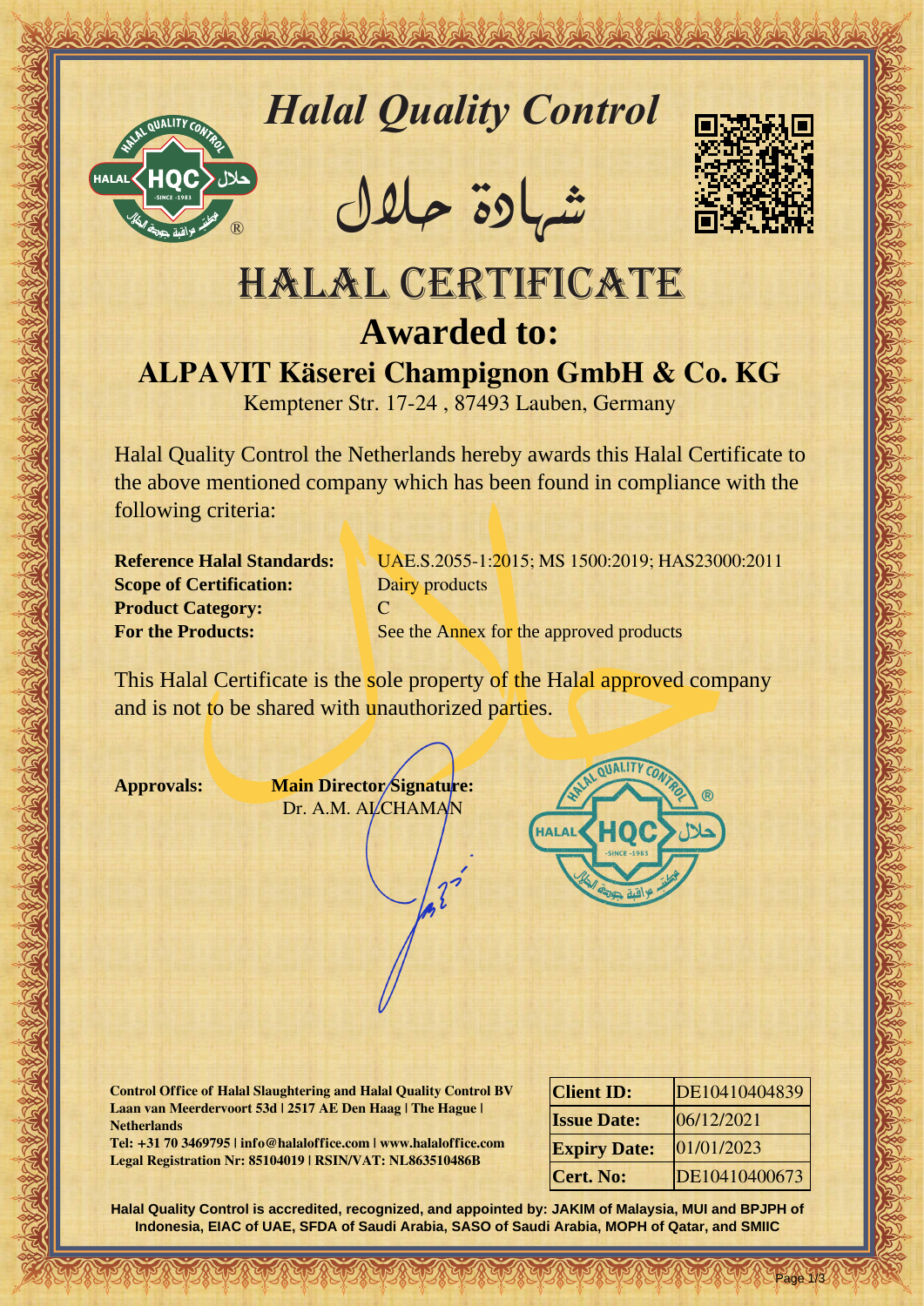# *Halal Quality Control*

شهادة حلال

# HALAL CERTIFICATE

## Awarded to:

## ALPAVIT Käserei Champignon GmbH & Co. KG

Kemptener Str. 17-24 , 87493 Lauben, Germany

Halal Quality Control the Netherlands hereby awards this Halal Certificate to the above mentioned company which has been found in compliance with the following criteria:

**Reference Halal Standards:** UAE.S.2055-1:2015; MS 1500:2019; HAS23000:2011
**Scope of Certification:** Dairy products
**Product Category:** C
**For the Products:** See the Annex for the approved products

This Halal Certificate is the sole property of the Halal approved company and is not to be shared with unauthorized parties.

**Approvals:** **Main Director Signature:**
Dr. A.M. ALCHAMAN

**Control Office of Halal Slaughtering and Halal Quality Control BV**
**Laan van Meerdervoort 53d | 2517 AE Den Haag | The Hague | Netherlands**
**Tel: +31 70 3469795 | info@halaloffice.com | www.halaloffice.com**
**Legal Registration Nr: 85104019 | RSIN/VAT: NL863510486B**

| | |
|---|---|
| **Client ID:** | DE10410404839 |
| **Issue Date:** | 06/12/2021 |
| **Expiry Date:** | 01/01/2023 |
| **Cert. No:** | DE10410400673 |

**Halal Quality Control is accredited, recognized, and appointed by: JAKIM of Malaysia, MUI and BPJPH of Indonesia, EIAC of UAE, SFDA of Saudi Arabia, SASO of Saudi Arabia, MOPH of Qatar, and SMIIC**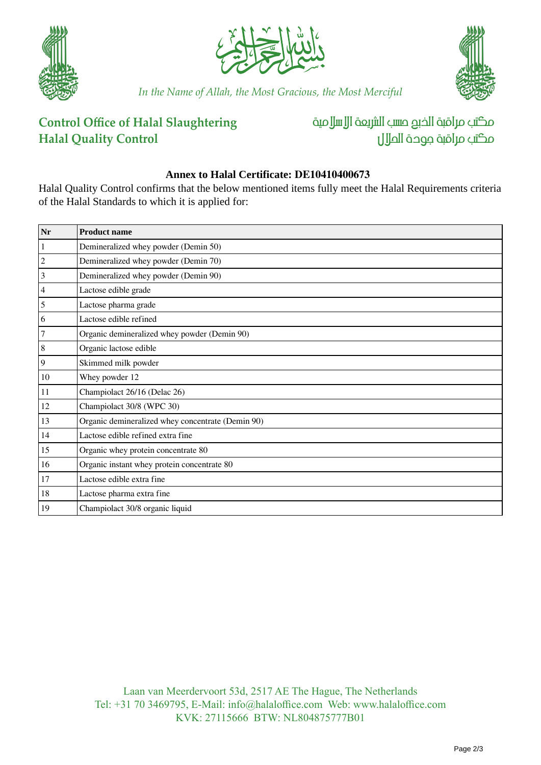In the Name of Allah, the Most Gracious, the Most Merciful

**Control Office of Halal Slaughtering**
**Halal Quality Control**

مكتب مراقبة الذبح حسب الشريعة الإسلامية
مكتب مراقبة جودة الحلال

### Annex to Halal Certificate: DE10410400673

Halal Quality Control confirms that the below mentioned items fully meet the Halal Requirements criteria of the Halal Standards to which it is applied for:

| Nr | Product name |
|---|---|
| 1 | Demineralized whey powder (Demin 50) |
| 2 | Demineralized whey powder (Demin 70) |
| 3 | Demineralized whey powder (Demin 90) |
| 4 | Lactose edible grade |
| 5 | Lactose pharma grade |
| 6 | Lactose edible refined |
| 7 | Organic demineralized whey powder (Demin 90) |
| 8 | Organic lactose edible |
| 9 | Skimmed milk powder |
| 10 | Whey powder 12 |
| 11 | Champiolact 26/16 (Delac 26) |
| 12 | Champiolact 30/8 (WPC 30) |
| 13 | Organic demineralized whey concentrate (Demin 90) |
| 14 | Lactose edible refined extra fine |
| 15 | Organic whey protein concentrate 80 |
| 16 | Organic instant whey protein concentrate 80 |
| 17 | Lactose edible extra fine |
| 18 | Lactose pharma extra fine |
| 19 | Champiolact 30/8 organic liquid |

Laan van Meerdervoort 53d, 2517 AE The Hague, The Netherlands
Tel: +31 70 3469795, E-Mail: info@halaloffice.com Web: www.halaloffice.com
KVK: 27115666 BTW: NL804875777B01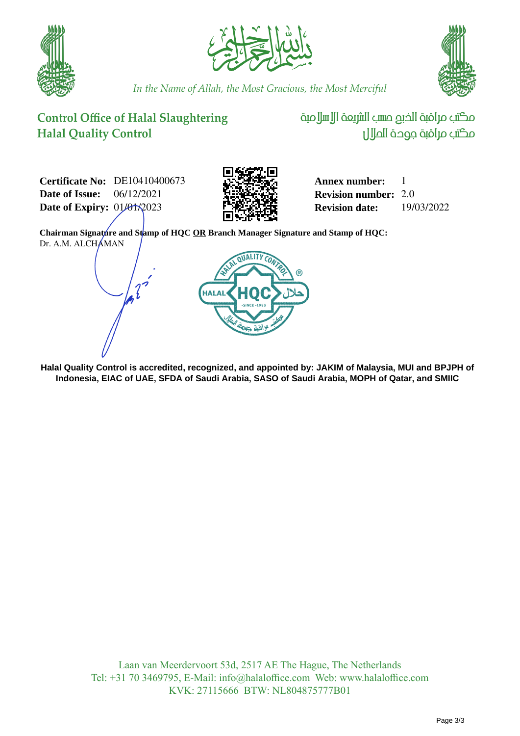In the Name of Allah, the Most Gracious, the Most Merciful

## Control Office of Halal Slaughtering
## Halal Quality Control

مكتب مراقبة الذبح حسب الشريعة الإسلامية
مكتب مراقبة جودة الحلال

| | | | |
|---|---|---|---|
| **Certificate No:** | DE10410400673 | **Annex number:** | 1 |
| **Date of Issue:** | 06/12/2021 | **Revision number:** | 2.0 |
| **Date of Expiry:** | 01/01/2023 | **Revision date:** | 19/03/2022 |

**Chairman Signature and Stamp of HQC OR Branch Manager Signature and Stamp of HQC:**
Dr. A.M. ALCHAMAN

**Halal Quality Control is accredited, recognized, and appointed by: JAKIM of Malaysia, MUI and BPJPH of Indonesia, EIAC of UAE, SFDA of Saudi Arabia, SASO of Saudi Arabia, MOPH of Qatar, and SMIIC**

Laan van Meerdervoort 53d, 2517 AE The Hague, The Netherlands
Tel: +31 70 3469795, E-Mail: info@halaloffice.com Web: www.halaloffice.com
KVK: 27115666 BTW: NL804875777B01